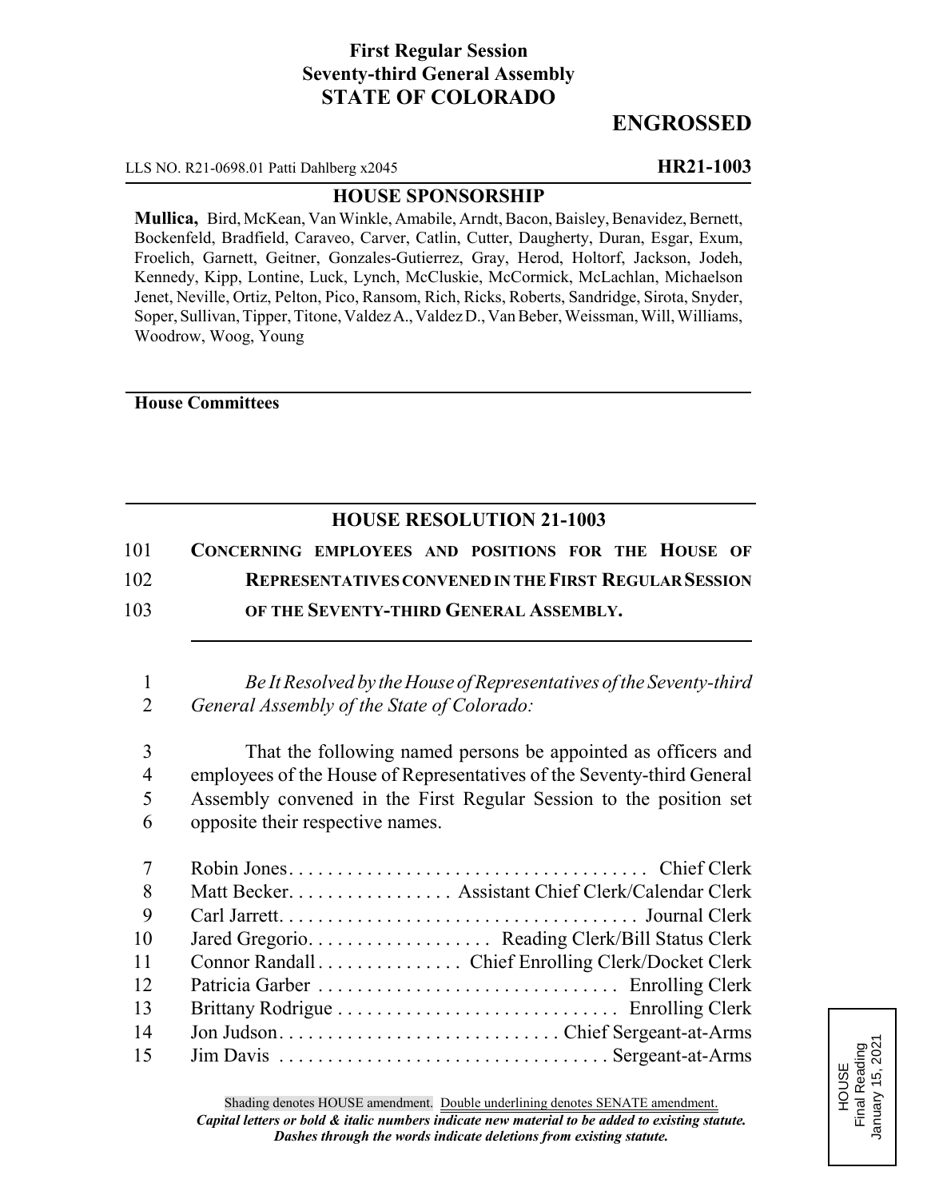**First Regular Session**
**Seventy-third General Assembly**
**STATE OF COLORADO**

# ENGROSSED

LLS NO. R21-0698.01 Patti Dahlberg x2045 **HR21-1003**

## HOUSE SPONSORSHIP

**Mullica,** Bird, McKean, Van Winkle, Amabile, Arndt, Bacon, Baisley, Benavidez, Bernett, Bockenfeld, Bradfield, Caraveo, Carver, Catlin, Cutter, Daugherty, Duran, Esgar, Exum, Froelich, Garnett, Geitner, Gonzales-Gutierrez, Gray, Herod, Holtorf, Jackson, Jodeh, Kennedy, Kipp, Lontine, Luck, Lynch, McCluskie, McCormick, McLachlan, Michaelson Jenet, Neville, Ortiz, Pelton, Pico, Ransom, Rich, Ricks, Roberts, Sandridge, Sirota, Snyder, Soper, Sullivan, Tipper, Titone, Valdez A., Valdez D., Van Beber, Weissman, Will, Williams, Woodrow, Woog, Young

**House Committees**

## HOUSE RESOLUTION 21-1003

101 **CONCERNING EMPLOYEES AND POSITIONS FOR THE HOUSE OF**
102 **REPRESENTATIVES CONVENED IN THE FIRST REGULAR SESSION**
103 **OF THE SEVENTY-THIRD GENERAL ASSEMBLY.**

1 *Be It Resolved by the House of Representatives of the Seventy-third*
2 *General Assembly of the State of Colorado:*

3 That the following named persons be appointed as officers and
4 employees of the House of Representatives of the Seventy-third General
5 Assembly convened in the First Regular Session to the position set
6 opposite their respective names.

7 Robin Jones. . . . . . . . . . . . . . . . . . . . . . . . . . . . . . . . . . . . . Chief Clerk
8 Matt Becker. . . . . . . . . . . . . . . . . Assistant Chief Clerk/Calendar Clerk
9 Carl Jarrett. . . . . . . . . . . . . . . . . . . . . . . . . . . . . . . . . . . . . Journal Clerk
10 Jared Gregorio. . . . . . . . . . . . . . . . . . . Reading Clerk/Bill Status Clerk
11 Connor Randall . . . . . . . . . . . . . . . Chief Enrolling Clerk/Docket Clerk
12 Patricia Garber . . . . . . . . . . . . . . . . . . . . . . . . . . . . . . . Enrolling Clerk
13 Brittany Rodrigue . . . . . . . . . . . . . . . . . . . . . . . . . . . . . Enrolling Clerk
14 Jon Judson. . . . . . . . . . . . . . . . . . . . . . . . . . . . . Chief Sergeant-at-Arms
15 Jim Davis . . . . . . . . . . . . . . . . . . . . . . . . . . . . . . . . . . Sergeant-at-Arms

HOUSE
Final Reading
January 15, 2021

Shading denotes HOUSE amendment. Double underlining denotes SENATE amendment.
*Capital letters or bold & italic numbers indicate new material to be added to existing statute.*
*Dashes through the words indicate deletions from existing statute.*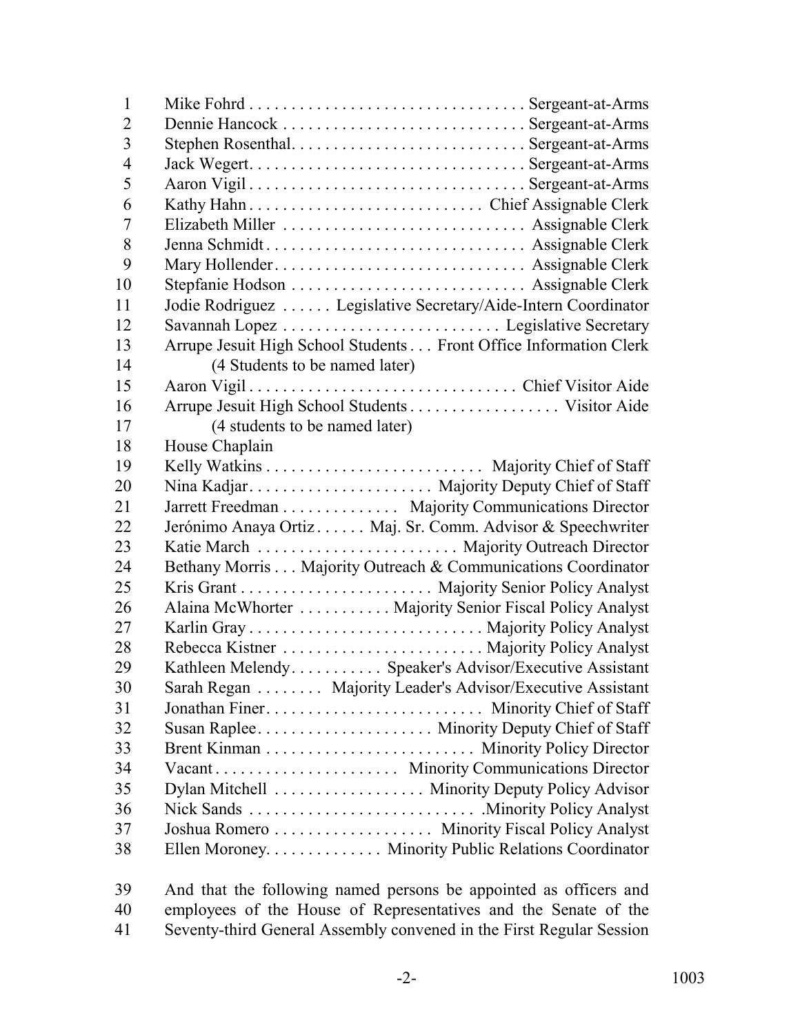Mike Fohrd . . . . . . . . . . . . . . . . . . . . . . . . . . . . . . . . Sergeant-at-Arms
Dennie Hancock . . . . . . . . . . . . . . . . . . . . . . . . . . . . Sergeant-at-Arms
Stephen Rosenthal. . . . . . . . . . . . . . . . . . . . . . . . . . . Sergeant-at-Arms
Jack Wegert. . . . . . . . . . . . . . . . . . . . . . . . . . . . . . . Sergeant-at-Arms
Aaron Vigil . . . . . . . . . . . . . . . . . . . . . . . . . . . . . . . . Sergeant-at-Arms
Kathy Hahn . . . . . . . . . . . . . . . . . . . . . . . . . . . Chief Assignable Clerk
Elizabeth Miller . . . . . . . . . . . . . . . . . . . . . . . . . . . . Assignable Clerk
Jenna Schmidt . . . . . . . . . . . . . . . . . . . . . . . . . . . . . . Assignable Clerk
Mary Hollender. . . . . . . . . . . . . . . . . . . . . . . . . . . . . Assignable Clerk
Stepfanie Hodson . . . . . . . . . . . . . . . . . . . . . . . . . . . Assignable Clerk
Jodie Rodriguez . . . . . . Legislative Secretary/Aide-Intern Coordinator
Savannah Lopez . . . . . . . . . . . . . . . . . . . . . . . . . Legislative Secretary
Arrupe Jesuit High School Students . . . Front Office Information Clerk
(4 Students to be named later)
Aaron Vigil . . . . . . . . . . . . . . . . . . . . . . . . . . . . . . . Chief Visitor Aide
Arrupe Jesuit High School Students . . . . . . . . . . . . . . . . . . Visitor Aide
(4 students to be named later)
House Chaplain
Kelly Watkins . . . . . . . . . . . . . . . . . . . . . . . . . Majority Chief of Staff
Nina Kadjar. . . . . . . . . . . . . . . . . . . . . . Majority Deputy Chief of Staff
Jarrett Freedman . . . . . . . . . . . . . Majority Communications Director
Jerónimo Anaya Ortiz . . . . . . Maj. Sr. Comm. Advisor & Speechwriter
Katie March . . . . . . . . . . . . . . . . . . . . . . . Majority Outreach Director
Bethany Morris . . . Majority Outreach & Communications Coordinator
Kris Grant . . . . . . . . . . . . . . . . . . . . . . Majority Senior Policy Analyst
Alaina McWhorter . . . . . . . . . . . Majority Senior Fiscal Policy Analyst
Karlin Gray . . . . . . . . . . . . . . . . . . . . . . . . . . . Majority Policy Analyst
Rebecca Kistner . . . . . . . . . . . . . . . . . . . . . . . Majority Policy Analyst
Kathleen Melendy. . . . . . . . . . . Speaker's Advisor/Executive Assistant
Sarah Regan . . . . . . . . Majority Leader's Advisor/Executive Assistant
Jonathan Finer. . . . . . . . . . . . . . . . . . . . . . . . . Minority Chief of Staff
Susan Raplee. . . . . . . . . . . . . . . . . . . . Minority Deputy Chief of Staff
Brent Kinman . . . . . . . . . . . . . . . . . . . . . . . . Minority Policy Director
Vacant . . . . . . . . . . . . . . . . . . . . . Minority Communications Director
Dylan Mitchell . . . . . . . . . . . . . . . . . . Minority Deputy Policy Advisor
Nick Sands . . . . . . . . . . . . . . . . . . . . . . . . . . .Minority Policy Analyst
Joshua Romero . . . . . . . . . . . . . . . . . . Minority Fiscal Policy Analyst
Ellen Moroney. . . . . . . . . . . . . Minority Public Relations Coordinator

And that the following named persons be appointed as officers and employees of the House of Representatives and the Senate of the Seventy-third General Assembly convened in the First Regular Session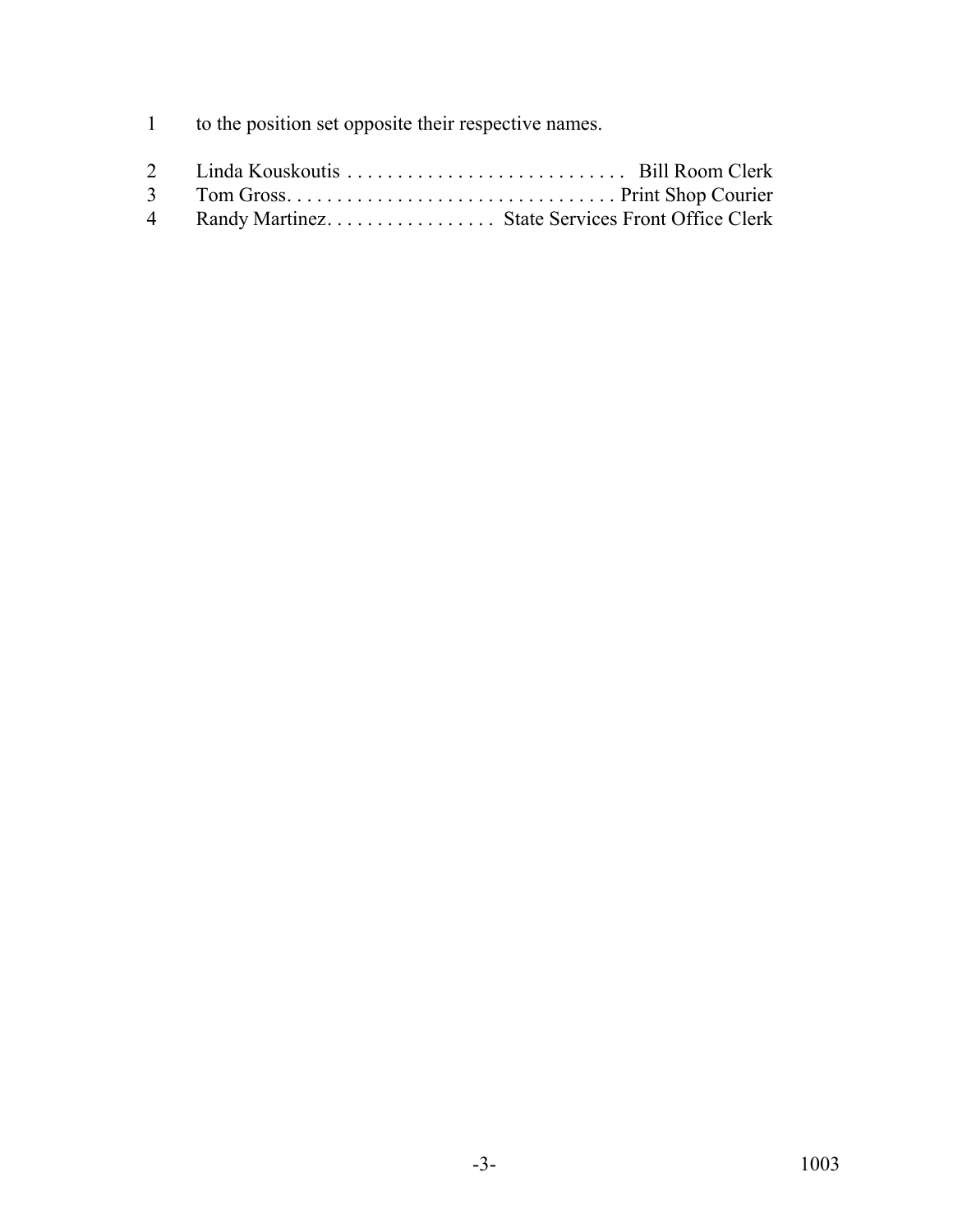to the position set opposite their respective names.

Linda Kouskoutis . . . . . . . . . . . . . . . . . . . . . . . . . . . . Bill Room Clerk
Tom Gross. . . . . . . . . . . . . . . . . . . . . . . . . . . . . . . . . Print Shop Courier
Randy Martinez. . . . . . . . . . . . . . . . . State Services Front Office Clerk